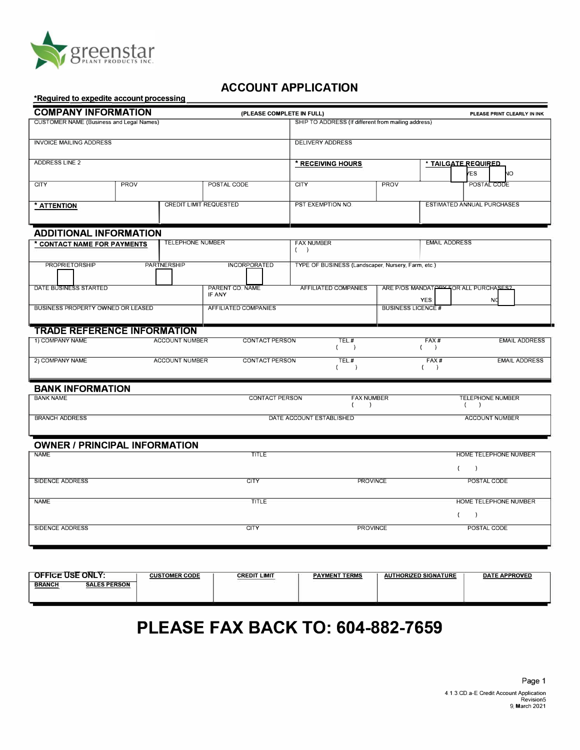greenstar PLANT PRODUCTS INC.

# ACCOUNT APPLICATION

***Required to expedite account processing**

## COMPANY INFORMATION

(PLEASE COMPLETE IN FULL) — PLEASE PRINT CLEARLY IN INK

| CUSTOMER NAME (Business and Legal Names) | | | SHIP TO ADDRESS (If different from mailing address) | | |
|---|---|---|---|---|---|
| INVOICE MAILING ADDRESS | | | DELIVERY ADDRESS | | |
| ADDRESS LINE 2 | | | * RECEIVING HOURS | | * TAILGATE REQUIRED ☐ YES ☐ NO |
| CITY | PROV | POSTAL CODE | CITY | PROV | POSTAL CODE |
| * ATTENTION | CREDIT LIMIT REQUESTED | | PST EXEMPTION NO. | | ESTIMATED ANNUAL PURCHASES |

## ADDITIONAL INFORMATION

| * CONTACT NAME FOR PAYMENTS | TELEPHONE NUMBER | | FAX NUMBER ( ) | EMAIL ADDRESS | |
|---|---|---|---|---|---|
| PROPRIETORSHIP ☐ | PARTNERSHIP ☐ | INCORPORATED ☐ | TYPE OF BUSINESS (Landscaper, Nursery, Farm, etc.) | | |
| DATE BUSINESS STARTED | | PARENT CO. NAME IF ANY | AFFILIATED COMPANIES | ARE P/OS MANDATORY FOR ALL PURCHASES? ☐ YES ☐ NO | |
| BUSINESS PROPERTY OWNED OR LEASED | | AFFILIATED COMPANIES | | BUSINESS LICENCE # | |

## TRADE REFERENCE INFORMATION

| COMPANY NAME | ACCOUNT NUMBER | CONTACT PERSON | TEL.# | FAX # | EMAIL ADDRESS |
|---|---|---|---|---|---|
| 1) | | | ( ) | ( ) | |
| 2) | | | ( ) | ( ) | |

## BANK INFORMATION

| BANK NAME | CONTACT PERSON | FAX NUMBER ( ) | TELEPHONE NUMBER ( ) |
|---|---|---|---|
| BRANCH ADDRESS | DATE ACCOUNT ESTABLISHED | | ACCOUNT NUMBER |

## OWNER / PRINCIPAL INFORMATION

| NAME | TITLE | | HOME TELEPHONE NUMBER ( ) |
|---|---|---|---|
| SIDENCE ADDRESS | CITY | PROVINCE | POSTAL CODE |
| NAME | TITLE | | HOME TELEPHONE NUMBER ( ) |
| SIDENCE ADDRESS | CITY | PROVINCE | POSTAL CODE |

| OFFICE USE ONLY: BRANCH / SALES PERSON | CUSTOMER CODE | CREDIT LIMIT | PAYMENT TERMS | AUTHORIZED SIGNATURE | DATE APPROVED |
|---|---|---|---|---|---|
| | | | | | |

# PLEASE FAX BACK TO: 604-882-7659

4.1.3 CD a-E Credit Account Application
Revision5
9, March 2021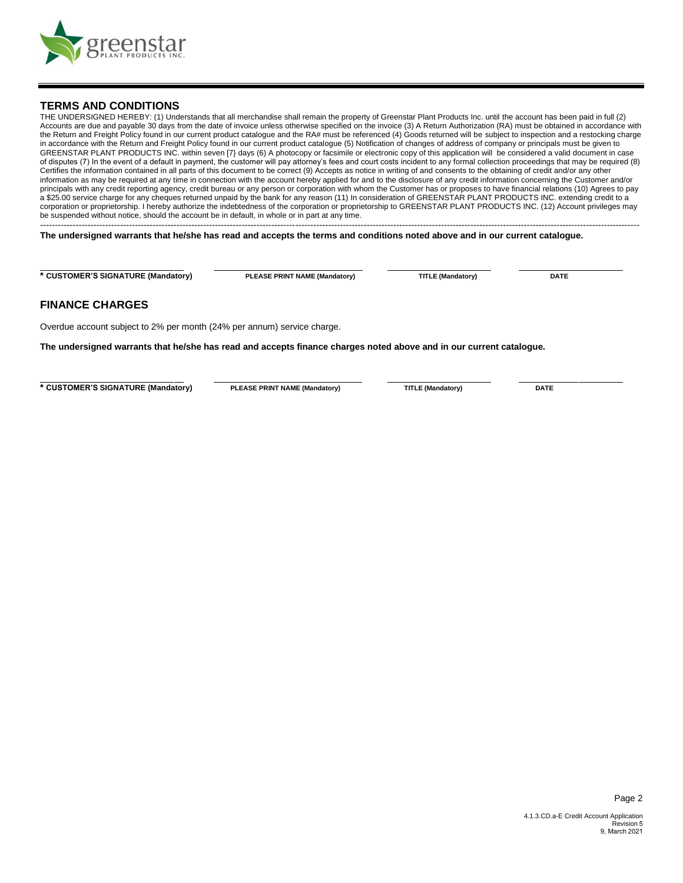## TERMS AND CONDITIONS

THE UNDERSIGNED HEREBY: (1) Understands that all merchandise shall remain the property of Greenstar Plant Products Inc. until the account has been paid in full (2) Accounts are due and payable 30 days from the date of invoice unless otherwise specified on the invoice (3) A Return Authorization (RA) must be obtained in accordance with the Return and Freight Policy found in our current product catalogue and the RA# must be referenced (4) Goods returned will be subject to inspection and a restocking charge in accordance with the Return and Freight Policy found in our current product catalogue (5) Notification of changes of address of company or principals must be given to GREENSTAR PLANT PRODUCTS INC. within seven [7} days (6) A photocopy or facsimile or electronic copy of this application will be considered a valid document in case of disputes (7) In the event of a default in payment, the customer will pay attorney's fees and court costs incident to any formal collection proceedings that may be required (8) Certifies the information contained in all parts of this document to be correct (9) Accepts as notice in writing of and consents to the obtaining of credit and/or any other information as may be required at any time in connection with the account hereby applied for and to the disclosure of any credit information concerning the Customer and/or principals with any credit reporting agency, credit bureau or any person or corporation with whom the Customer has or proposes to have financial relations (10) Agrees to pay a $25.00 service charge for any cheques returned unpaid by the bank for any reason (11) In consideration of GREENSTAR PLANT PRODUCTS INC. extending credit to a corporation or proprietorship. I hereby authorize the indebtedness of the corporation or proprietorship to GREENSTAR PLANT PRODUCTS INC. (12) Account privileges may be suspended without notice, should the account be in default, in whole or in part at any time.

---

**The undersigned warrants that he/she has read and accepts the terms and conditions noted above and in our current catalogue.**

| * CUSTOMER'S SIGNATURE (Mandatory) | PLEASE PRINT NAME (Mandatory) | TITLE (Mandatory) | DATE |
|---|---|---|---|
| | | | |

## FINANCE CHARGES

Overdue account subject to 2% per month (24% per annum) service charge.

**The undersigned warrants that he/she has read and accepts finance charges noted above and in our current catalogue.**

| * CUSTOMER'S SIGNATURE (Mandatory) | PLEASE PRINT NAME (Mandatory) | TITLE (Mandatory) | DATE |
|---|---|---|---|
| | | | |

4.1.3.CD.a-E Credit Account Application
Revision 5
9, March 2021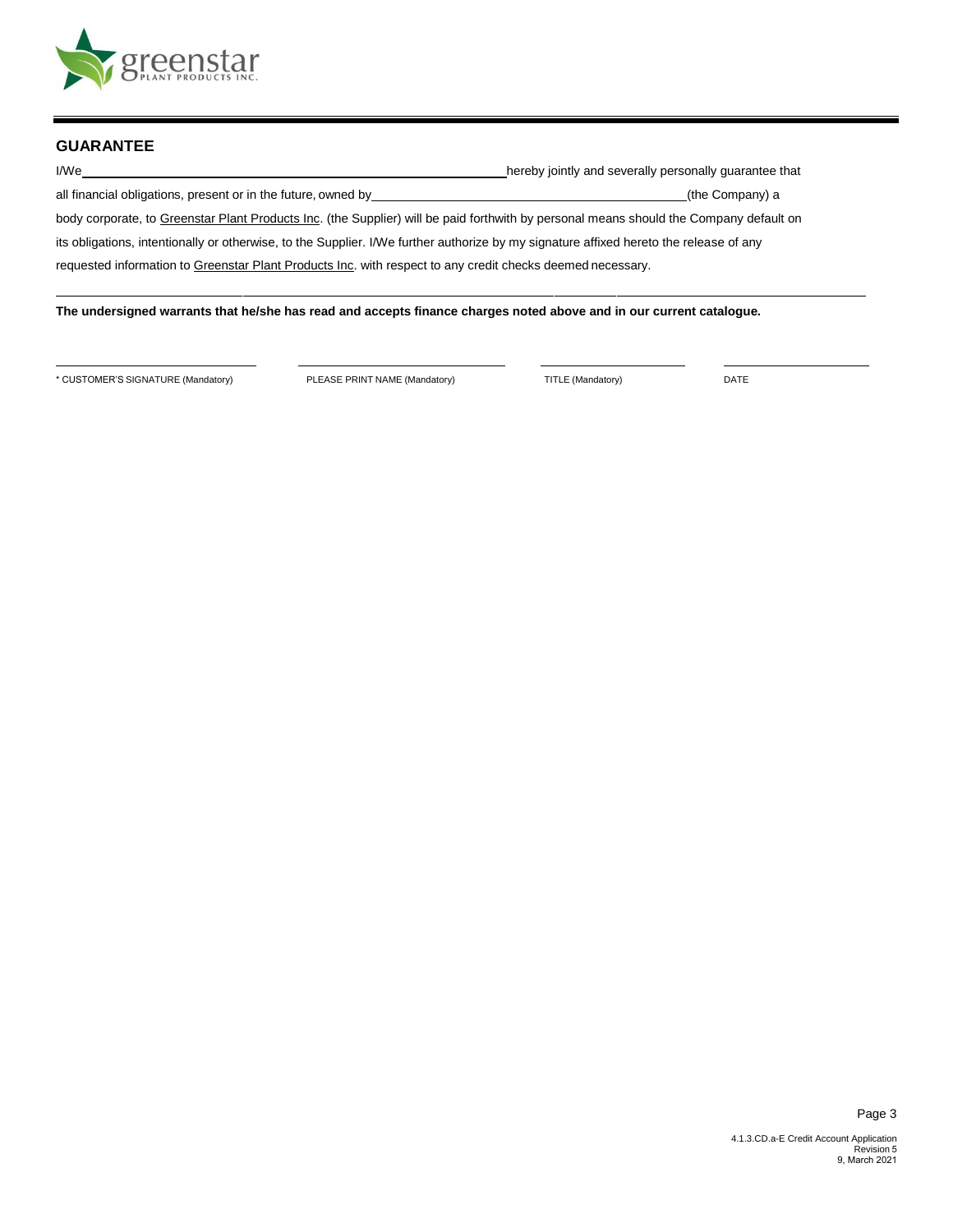## GUARANTEE

I/We \_\_\_\_\_\_\_\_\_\_\_\_\_\_\_\_\_\_\_\_\_\_\_\_\_\_\_\_\_\_\_\_\_\_\_\_\_\_\_\_\_\_\_\_\_\_\_\_ hereby jointly and severally personally guarantee that all financial obligations, present or in the future, owned by \_\_\_\_\_\_\_\_\_\_\_\_\_\_\_\_\_\_\_\_\_\_\_\_\_\_\_\_\_\_\_\_\_\_\_\_\_\_ (the Company) a body corporate, to Greenstar Plant Products Inc. (the Supplier) will be paid forthwith by personal means should the Company default on its obligations, intentionally or otherwise, to the Supplier. I/We further authorize by my signature affixed hereto the release of any requested information to Greenstar Plant Products Inc. with respect to any credit checks deemed necessary.

**The undersigned warrants that he/she has read and accepts finance charges noted above and in our current catalogue.**

| | | | |
|---|---|---|---|
| \_\_\_\_\_\_\_\_\_\_\_\_\_\_\_\_\_\_\_\_ | \_\_\_\_\_\_\_\_\_\_\_\_\_\_\_\_\_\_\_\_ | \_\_\_\_\_\_\_\_\_\_\_\_\_\_\_ | \_\_\_\_\_\_\_\_\_\_\_\_\_\_\_ |
| * CUSTOMER'S SIGNATURE (Mandatory) | PLEASE PRINT NAME (Mandatory) | TITLE (Mandatory) | DATE |

4.1.3.CD.a-E Credit Account Application
Revision 5
9, March 2021